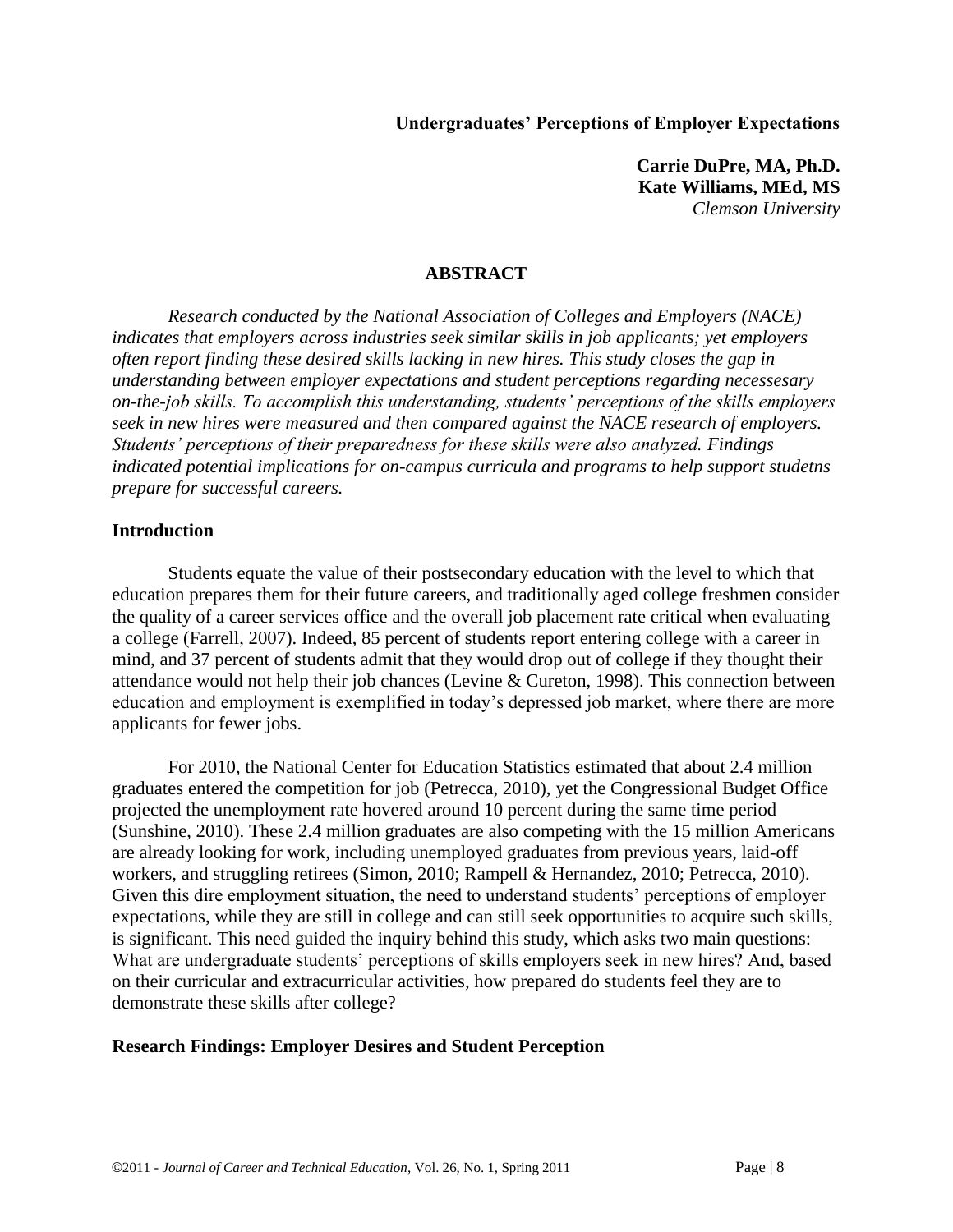# Undergraduates' Perceptions of Employer Expectations

**Carrie DuPre, MA, Ph.D.**
**Kate Williams, MEd, MS**
*Clemson University*

## ABSTRACT

*Research conducted by the National Association of Colleges and Employers (NACE) indicates that employers across industries seek similar skills in job applicants; yet employers often report finding these desired skills lacking in new hires. This study closes the gap in understanding between employer expectations and student perceptions regarding necessesary on-the-job skills. To accomplish this understanding, students' perceptions of the skills employers seek in new hires were measured and then compared against the NACE research of employers. Students' perceptions of their preparedness for these skills were also analyzed. Findings indicated potential implications for on-campus curricula and programs to help support studetns prepare for successful careers.*

## Introduction

Students equate the value of their postsecondary education with the level to which that education prepares them for their future careers, and traditionally aged college freshmen consider the quality of a career services office and the overall job placement rate critical when evaluating a college (Farrell, 2007). Indeed, 85 percent of students report entering college with a career in mind, and 37 percent of students admit that they would drop out of college if they thought their attendance would not help their job chances (Levine & Cureton, 1998). This connection between education and employment is exemplified in today's depressed job market, where there are more applicants for fewer jobs.

For 2010, the National Center for Education Statistics estimated that about 2.4 million graduates entered the competition for job (Petrecca, 2010), yet the Congressional Budget Office projected the unemployment rate hovered around 10 percent during the same time period (Sunshine, 2010). These 2.4 million graduates are also competing with the 15 million Americans are already looking for work, including unemployed graduates from previous years, laid-off workers, and struggling retirees (Simon, 2010; Rampell & Hernandez, 2010; Petrecca, 2010). Given this dire employment situation, the need to understand students' perceptions of employer expectations, while they are still in college and can still seek opportunities to acquire such skills, is significant. This need guided the inquiry behind this study, which asks two main questions: What are undergraduate students' perceptions of skills employers seek in new hires? And, based on their curricular and extracurricular activities, how prepared do students feel they are to demonstrate these skills after college?

## Research Findings: Employer Desires and Student Perception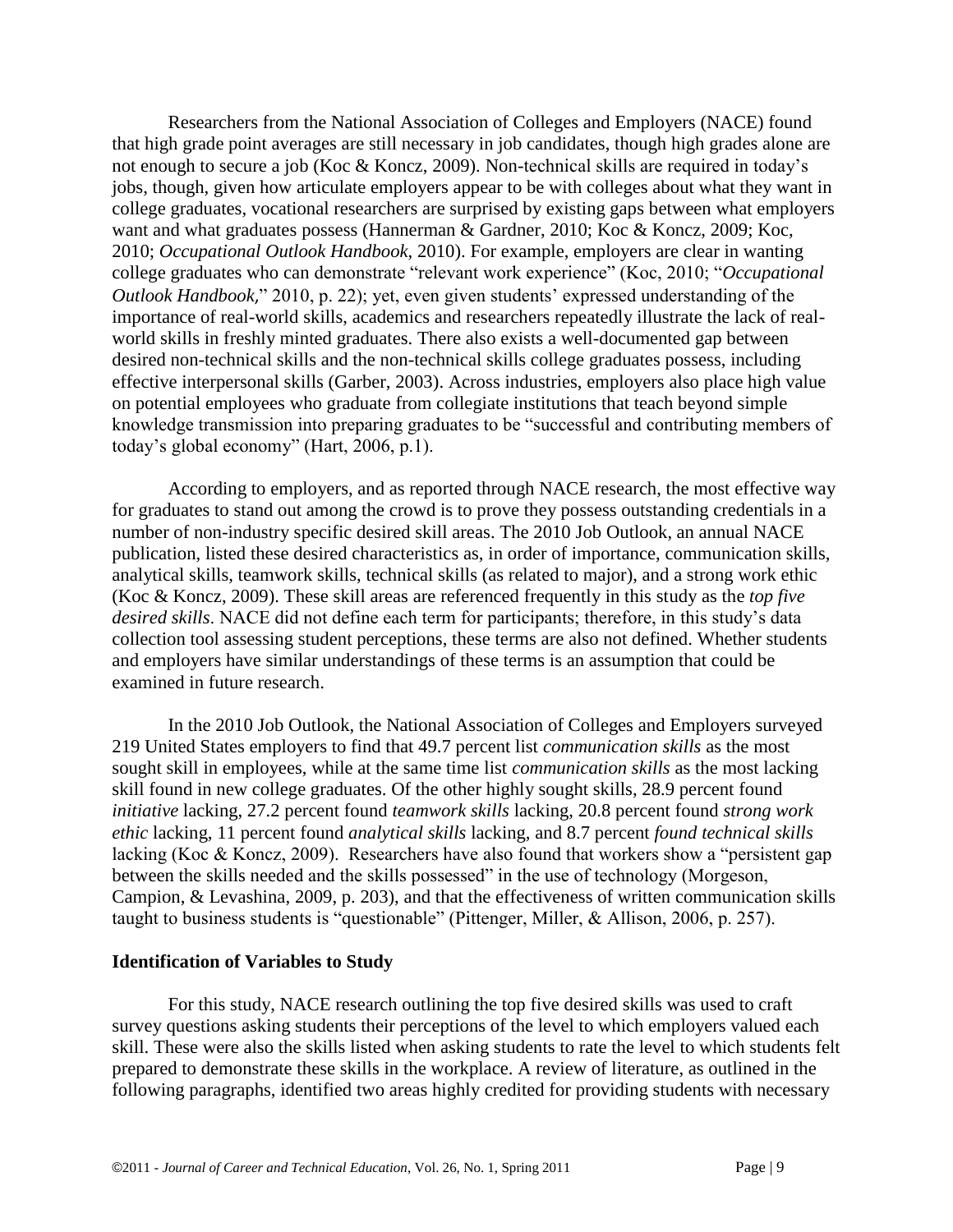Researchers from the National Association of Colleges and Employers (NACE) found that high grade point averages are still necessary in job candidates, though high grades alone are not enough to secure a job (Koc & Koncz, 2009). Non-technical skills are required in today's jobs, though, given how articulate employers appear to be with colleges about what they want in college graduates, vocational researchers are surprised by existing gaps between what employers want and what graduates possess (Hannerman & Gardner, 2010; Koc & Koncz, 2009; Koc, 2010; *Occupational Outlook Handbook*, 2010). For example, employers are clear in wanting college graduates who can demonstrate "relevant work experience" (Koc, 2010; "*Occupational Outlook Handbook,*" 2010, p. 22); yet, even given students' expressed understanding of the importance of real-world skills, academics and researchers repeatedly illustrate the lack of real-world skills in freshly minted graduates. There also exists a well-documented gap between desired non-technical skills and the non-technical skills college graduates possess, including effective interpersonal skills (Garber, 2003). Across industries, employers also place high value on potential employees who graduate from collegiate institutions that teach beyond simple knowledge transmission into preparing graduates to be "successful and contributing members of today's global economy" (Hart, 2006, p.1).

According to employers, and as reported through NACE research, the most effective way for graduates to stand out among the crowd is to prove they possess outstanding credentials in a number of non-industry specific desired skill areas. The 2010 Job Outlook, an annual NACE publication, listed these desired characteristics as, in order of importance, communication skills, analytical skills, teamwork skills, technical skills (as related to major), and a strong work ethic (Koc & Koncz, 2009). These skill areas are referenced frequently in this study as the *top five desired skills*. NACE did not define each term for participants; therefore, in this study's data collection tool assessing student perceptions, these terms are also not defined. Whether students and employers have similar understandings of these terms is an assumption that could be examined in future research.

In the 2010 Job Outlook, the National Association of Colleges and Employers surveyed 219 United States employers to find that 49.7 percent list *communication skills* as the most sought skill in employees, while at the same time list *communication skills* as the most lacking skill found in new college graduates. Of the other highly sought skills, 28.9 percent found *initiative* lacking, 27.2 percent found *teamwork skills* lacking, 20.8 percent found *strong work ethic* lacking, 11 percent found *analytical skills* lacking, and 8.7 percent *found technical skills* lacking (Koc & Koncz, 2009). Researchers have also found that workers show a "persistent gap between the skills needed and the skills possessed" in the use of technology (Morgeson, Campion, & Levashina, 2009, p. 203), and that the effectiveness of written communication skills taught to business students is "questionable" (Pittenger, Miller, & Allison, 2006, p. 257).

### Identification of Variables to Study

For this study, NACE research outlining the top five desired skills was used to craft survey questions asking students their perceptions of the level to which employers valued each skill. These were also the skills listed when asking students to rate the level to which students felt prepared to demonstrate these skills in the workplace. A review of literature, as outlined in the following paragraphs, identified two areas highly credited for providing students with necessary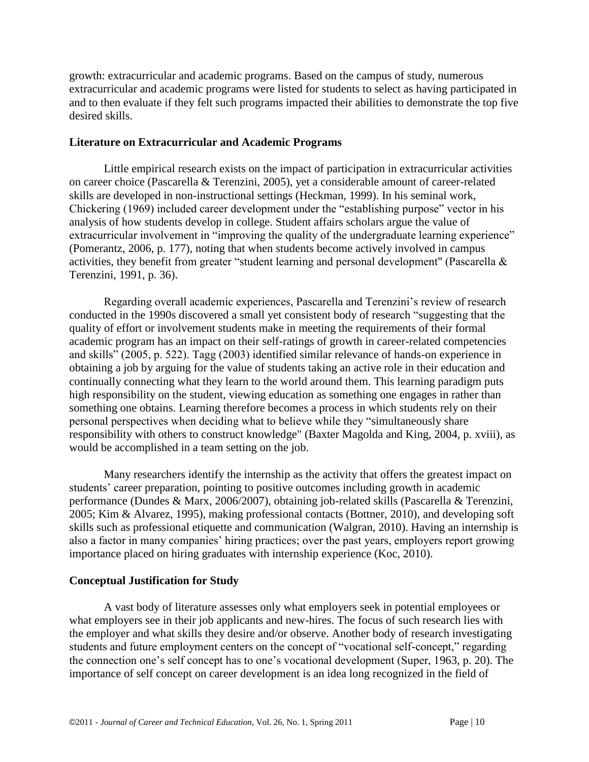growth: extracurricular and academic programs. Based on the campus of study, numerous extracurricular and academic programs were listed for students to select as having participated in and to then evaluate if they felt such programs impacted their abilities to demonstrate the top five desired skills.

### Literature on Extracurricular and Academic Programs

Little empirical research exists on the impact of participation in extracurricular activities on career choice (Pascarella & Terenzini, 2005), yet a considerable amount of career-related skills are developed in non-instructional settings (Heckman, 1999). In his seminal work, Chickering (1969) included career development under the "establishing purpose" vector in his analysis of how students develop in college. Student affairs scholars argue the value of extracurricular involvement in "improving the quality of the undergraduate learning experience" (Pomerantz, 2006, p. 177), noting that when students become actively involved in campus activities, they benefit from greater "student learning and personal development" (Pascarella & Terenzini, 1991, p. 36).

Regarding overall academic experiences, Pascarella and Terenzini's review of research conducted in the 1990s discovered a small yet consistent body of research "suggesting that the quality of effort or involvement students make in meeting the requirements of their formal academic program has an impact on their self-ratings of growth in career-related competencies and skills" (2005, p. 522). Tagg (2003) identified similar relevance of hands-on experience in obtaining a job by arguing for the value of students taking an active role in their education and continually connecting what they learn to the world around them. This learning paradigm puts high responsibility on the student, viewing education as something one engages in rather than something one obtains. Learning therefore becomes a process in which students rely on their personal perspectives when deciding what to believe while they "simultaneously share responsibility with others to construct knowledge" (Baxter Magolda and King, 2004, p. xviii), as would be accomplished in a team setting on the job.

Many researchers identify the internship as the activity that offers the greatest impact on students' career preparation, pointing to positive outcomes including growth in academic performance (Dundes & Marx, 2006/2007), obtaining job-related skills (Pascarella & Terenzini, 2005; Kim & Alvarez, 1995), making professional contacts (Bottner, 2010), and developing soft skills such as professional etiquette and communication (Walgran, 2010). Having an internship is also a factor in many companies' hiring practices; over the past years, employers report growing importance placed on hiring graduates with internship experience (Koc, 2010).

### Conceptual Justification for Study

A vast body of literature assesses only what employers seek in potential employees or what employers see in their job applicants and new-hires. The focus of such research lies with the employer and what skills they desire and/or observe. Another body of research investigating students and future employment centers on the concept of "vocational self-concept," regarding the connection one's self concept has to one's vocational development (Super, 1963, p. 20). The importance of self concept on career development is an idea long recognized in the field of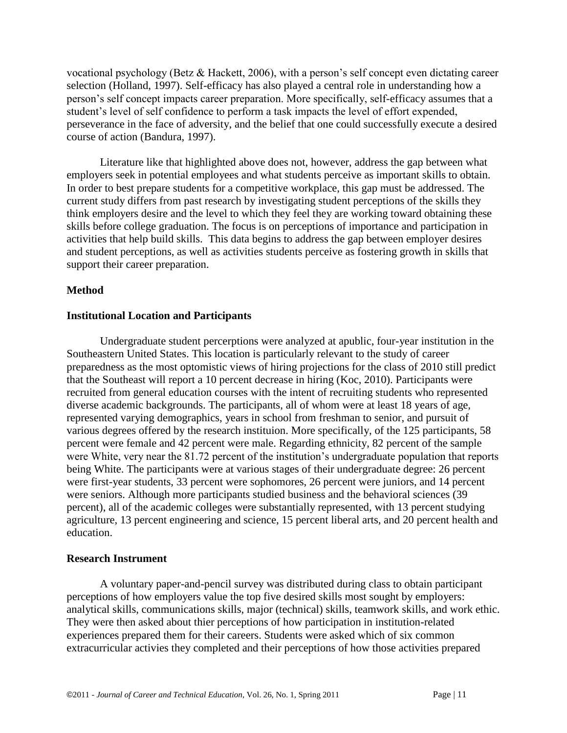vocational psychology (Betz & Hackett, 2006), with a person's self concept even dictating career selection (Holland, 1997). Self-efficacy has also played a central role in understanding how a person's self concept impacts career preparation. More specifically, self-efficacy assumes that a student's level of self confidence to perform a task impacts the level of effort expended, perseverance in the face of adversity, and the belief that one could successfully execute a desired course of action (Bandura, 1997).

Literature like that highlighted above does not, however, address the gap between what employers seek in potential employees and what students perceive as important skills to obtain. In order to best prepare students for a competitive workplace, this gap must be addressed. The current study differs from past research by investigating student perceptions of the skills they think employers desire and the level to which they feel they are working toward obtaining these skills before college graduation. The focus is on perceptions of importance and participation in activities that help build skills. This data begins to address the gap between employer desires and student perceptions, as well as activities students perceive as fostering growth in skills that support their career preparation.

## Method

### Institutional Location and Participants

Undergraduate student percerptions were analyzed at apublic, four-year institution in the Southeastern United States. This location is particularly relevant to the study of career preparedness as the most optomistic views of hiring projections for the class of 2010 still predict that the Southeast will report a 10 percent decrease in hiring (Koc, 2010). Participants were recruited from general education courses with the intent of recruiting students who represented diverse academic backgrounds. The participants, all of whom were at least 18 years of age, represented varying demographics, years in school from freshman to senior, and pursuit of various degrees offered by the research instituion. More specifically, of the 125 participants, 58 percent were female and 42 percent were male. Regarding ethnicity, 82 percent of the sample were White, very near the 81.72 percent of the institution's undergraduate population that reports being White. The participants were at various stages of their undergraduate degree: 26 percent were first-year students, 33 percent were sophomores, 26 percent were juniors, and 14 percent were seniors. Although more participants studied business and the behavioral sciences (39 percent), all of the academic colleges were substantially represented, with 13 percent studying agriculture, 13 percent engineering and science, 15 percent liberal arts, and 20 percent health and education.

### Research Instrument

A voluntary paper-and-pencil survey was distributed during class to obtain participant perceptions of how employers value the top five desired skills most sought by employers: analytical skills, communications skills, major (technical) skills, teamwork skills, and work ethic. They were then asked about thier perceptions of how participation in institution-related experiences prepared them for their careers. Students were asked which of six common extracurricular activies they completed and their perceptions of how those activities prepared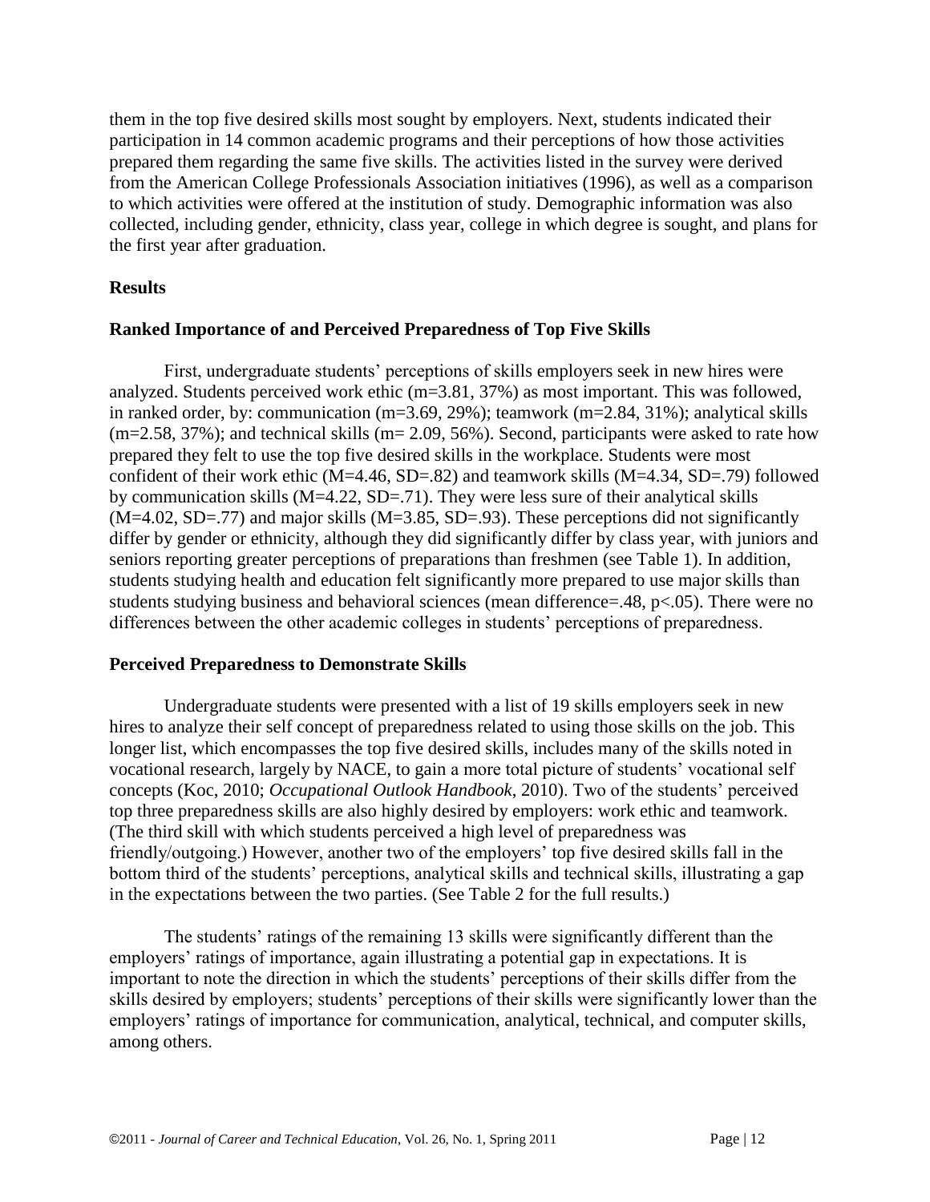them in the top five desired skills most sought by employers. Next, students indicated their participation in 14 common academic programs and their perceptions of how those activities prepared them regarding the same five skills. The activities listed in the survey were derived from the American College Professionals Association initiatives (1996), as well as a comparison to which activities were offered at the institution of study. Demographic information was also collected, including gender, ethnicity, class year, college in which degree is sought, and plans for the first year after graduation.

## Results

### Ranked Importance of and Perceived Preparedness of Top Five Skills

First, undergraduate students' perceptions of skills employers seek in new hires were analyzed. Students perceived work ethic ($m=3.81$, 37%) as most important. This was followed, in ranked order, by: communication ($m=3.69$, 29%); teamwork ($m=2.84$, 31%); analytical skills ($m=2.58$, 37%); and technical skills ($m= 2.09$, 56%). Second, participants were asked to rate how prepared they felt to use the top five desired skills in the workplace. Students were most confident of their work ethic ($M=4.46$, $SD=.82$) and teamwork skills ($M=4.34$, $SD=.79$) followed by communication skills ($M=4.22$, $SD=.71$). They were less sure of their analytical skills ($M=4.02$, $SD=.77$) and major skills ($M=3.85$, $SD=.93$). These perceptions did not significantly differ by gender or ethnicity, although they did significantly differ by class year, with juniors and seniors reporting greater perceptions of preparations than freshmen (see Table 1). In addition, students studying health and education felt significantly more prepared to use major skills than students studying business and behavioral sciences (mean difference=.48, $p<.05$). There were no differences between the other academic colleges in students' perceptions of preparedness.

### Perceived Preparedness to Demonstrate Skills

Undergraduate students were presented with a list of 19 skills employers seek in new hires to analyze their self concept of preparedness related to using those skills on the job. This longer list, which encompasses the top five desired skills, includes many of the skills noted in vocational research, largely by NACE, to gain a more total picture of students' vocational self concepts (Koc, 2010; *Occupational Outlook Handbook*, 2010). Two of the students' perceived top three preparedness skills are also highly desired by employers: work ethic and teamwork. (The third skill with which students perceived a high level of preparedness was friendly/outgoing.) However, another two of the employers' top five desired skills fall in the bottom third of the students' perceptions, analytical skills and technical skills, illustrating a gap in the expectations between the two parties. (See Table 2 for the full results.)

The students' ratings of the remaining 13 skills were significantly different than the employers' ratings of importance, again illustrating a potential gap in expectations. It is important to note the direction in which the students' perceptions of their skills differ from the skills desired by employers; students' perceptions of their skills were significantly lower than the employers' ratings of importance for communication, analytical, technical, and computer skills, among others.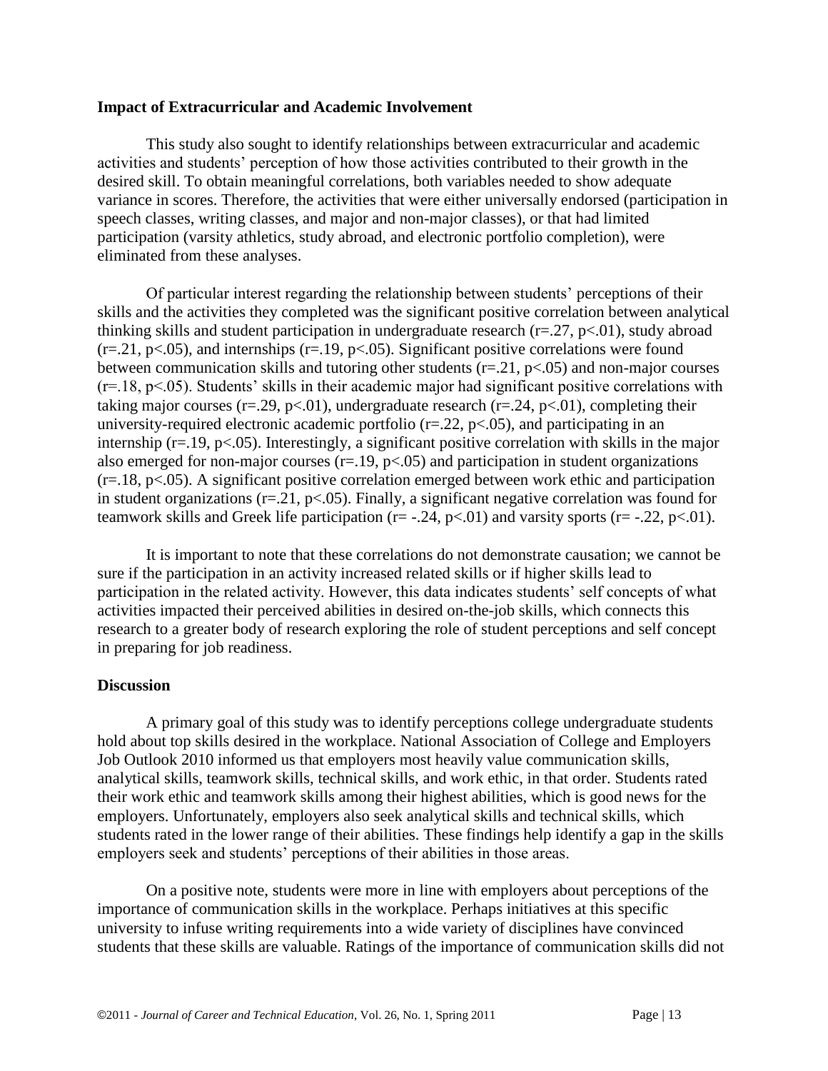### Impact of Extracurricular and Academic Involvement

This study also sought to identify relationships between extracurricular and academic activities and students' perception of how those activities contributed to their growth in the desired skill. To obtain meaningful correlations, both variables needed to show adequate variance in scores. Therefore, the activities that were either universally endorsed (participation in speech classes, writing classes, and major and non-major classes), or that had limited participation (varsity athletics, study abroad, and electronic portfolio completion), were eliminated from these analyses.

Of particular interest regarding the relationship between students' perceptions of their skills and the activities they completed was the significant positive correlation between analytical thinking skills and student participation in undergraduate research ($r=.27$, $p<.01$), study abroad ($r=.21$, $p<.05$), and internships ($r=.19$, $p<.05$). Significant positive correlations were found between communication skills and tutoring other students ($r=.21$, $p<.05$) and non-major courses ($r=.18$, $p<.05$). Students' skills in their academic major had significant positive correlations with taking major courses ($r=.29$, $p<.01$), undergraduate research ($r=.24$, $p<.01$), completing their university-required electronic academic portfolio ($r=.22$, $p<.05$), and participating in an internship ($r=.19$, $p<.05$). Interestingly, a significant positive correlation with skills in the major also emerged for non-major courses ($r=.19$, $p<.05$) and participation in student organizations ($r=.18$, $p<.05$). A significant positive correlation emerged between work ethic and participation in student organizations ($r=.21$, $p<.05$). Finally, a significant negative correlation was found for teamwork skills and Greek life participation ($r=-.24$, $p<.01$) and varsity sports ($r=-.22$, $p<.01$).

It is important to note that these correlations do not demonstrate causation; we cannot be sure if the participation in an activity increased related skills or if higher skills lead to participation in the related activity. However, this data indicates students' self concepts of what activities impacted their perceived abilities in desired on-the-job skills, which connects this research to a greater body of research exploring the role of student perceptions and self concept in preparing for job readiness.

### Discussion

A primary goal of this study was to identify perceptions college undergraduate students hold about top skills desired in the workplace. National Association of College and Employers Job Outlook 2010 informed us that employers most heavily value communication skills, analytical skills, teamwork skills, technical skills, and work ethic, in that order. Students rated their work ethic and teamwork skills among their highest abilities, which is good news for the employers. Unfortunately, employers also seek analytical skills and technical skills, which students rated in the lower range of their abilities. These findings help identify a gap in the skills employers seek and students' perceptions of their abilities in those areas.

On a positive note, students were more in line with employers about perceptions of the importance of communication skills in the workplace. Perhaps initiatives at this specific university to infuse writing requirements into a wide variety of disciplines have convinced students that these skills are valuable. Ratings of the importance of communication skills did not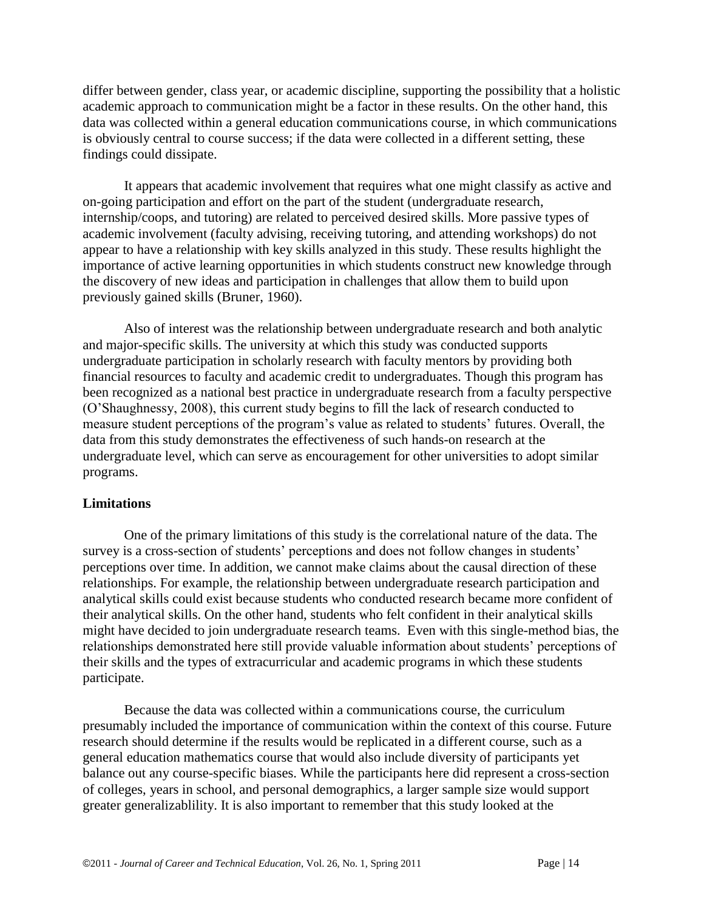differ between gender, class year, or academic discipline, supporting the possibility that a holistic academic approach to communication might be a factor in these results. On the other hand, this data was collected within a general education communications course, in which communications is obviously central to course success; if the data were collected in a different setting, these findings could dissipate.

It appears that academic involvement that requires what one might classify as active and on-going participation and effort on the part of the student (undergraduate research, internship/coops, and tutoring) are related to perceived desired skills. More passive types of academic involvement (faculty advising, receiving tutoring, and attending workshops) do not appear to have a relationship with key skills analyzed in this study. These results highlight the importance of active learning opportunities in which students construct new knowledge through the discovery of new ideas and participation in challenges that allow them to build upon previously gained skills (Bruner, 1960).

Also of interest was the relationship between undergraduate research and both analytic and major-specific skills. The university at which this study was conducted supports undergraduate participation in scholarly research with faculty mentors by providing both financial resources to faculty and academic credit to undergraduates. Though this program has been recognized as a national best practice in undergraduate research from a faculty perspective (O'Shaughnessy, 2008), this current study begins to fill the lack of research conducted to measure student perceptions of the program's value as related to students' futures. Overall, the data from this study demonstrates the effectiveness of such hands-on research at the undergraduate level, which can serve as encouragement for other universities to adopt similar programs.

**Limitations**

One of the primary limitations of this study is the correlational nature of the data. The survey is a cross-section of students' perceptions and does not follow changes in students' perceptions over time. In addition, we cannot make claims about the causal direction of these relationships. For example, the relationship between undergraduate research participation and analytical skills could exist because students who conducted research became more confident of their analytical skills. On the other hand, students who felt confident in their analytical skills might have decided to join undergraduate research teams. Even with this single-method bias, the relationships demonstrated here still provide valuable information about students' perceptions of their skills and the types of extracurricular and academic programs in which these students participate.

Because the data was collected within a communications course, the curriculum presumably included the importance of communication within the context of this course. Future research should determine if the results would be replicated in a different course, such as a general education mathematics course that would also include diversity of participants yet balance out any course-specific biases. While the participants here did represent a cross-section of colleges, years in school, and personal demographics, a larger sample size would support greater generalizablility. It is also important to remember that this study looked at the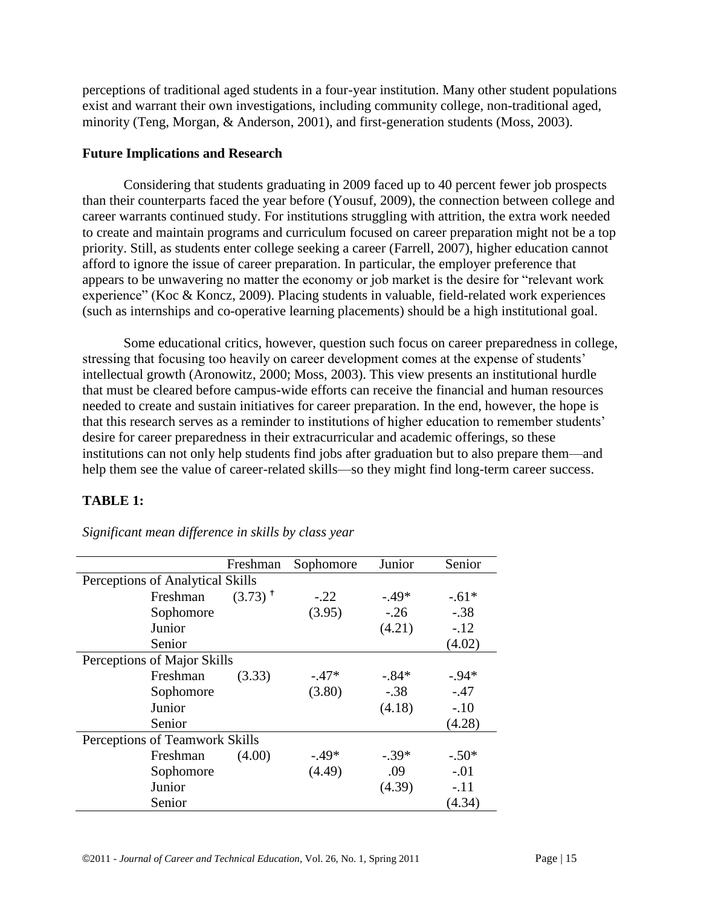perceptions of traditional aged students in a four-year institution. Many other student populations exist and warrant their own investigations, including community college, non-traditional aged, minority (Teng, Morgan, & Anderson, 2001), and first-generation students (Moss, 2003).

**Future Implications and Research**

Considering that students graduating in 2009 faced up to 40 percent fewer job prospects than their counterparts faced the year before (Yousuf, 2009), the connection between college and career warrants continued study. For institutions struggling with attrition, the extra work needed to create and maintain programs and curriculum focused on career preparation might not be a top priority. Still, as students enter college seeking a career (Farrell, 2007), higher education cannot afford to ignore the issue of career preparation. In particular, the employer preference that appears to be unwavering no matter the economy or job market is the desire for "relevant work experience" (Koc & Koncz, 2009). Placing students in valuable, field-related work experiences (such as internships and co-operative learning placements) should be a high institutional goal.

Some educational critics, however, question such focus on career preparedness in college, stressing that focusing too heavily on career development comes at the expense of students' intellectual growth (Aronowitz, 2000; Moss, 2003). This view presents an institutional hurdle that must be cleared before campus-wide efforts can receive the financial and human resources needed to create and sustain initiatives for career preparation. In the end, however, the hope is that this research serves as a reminder to institutions of higher education to remember students' desire for career preparedness in their extracurricular and academic offerings, so these institutions can not only help students find jobs after graduation but to also prepare them—and help them see the value of career-related skills—so they might find long-term career success.

**TABLE 1:**

*Significant mean difference in skills by class year*

| | Freshman | Sophomore | Junior | Senior |
|---|---|---|---|---|
| Perceptions of Analytical Skills | | | | |
| Freshman | (3.73) † | -.22 | -.49* | -.61* |
| Sophomore | | (3.95) | -.26 | -.38 |
| Junior | | | (4.21) | -.12 |
| Senior | | | | (4.02) |
| Perceptions of Major Skills | | | | |
| Freshman | (3.33) | -.47* | -.84* | -.94* |
| Sophomore | | (3.80) | -.38 | -.47 |
| Junior | | | (4.18) | -.10 |
| Senior | | | | (4.28) |
| Perceptions of Teamwork Skills | | | | |
| Freshman | (4.00) | -.49* | -.39* | -.50* |
| Sophomore | | (4.49) | .09 | -.01 |
| Junior | | | (4.39) | -.11 |
| Senior | | | | (4.34) |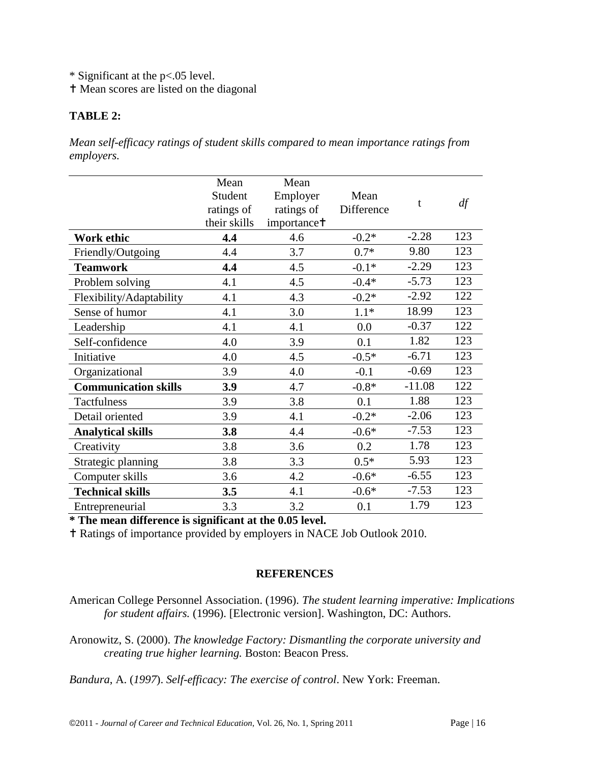* Significant at the p<.05 level.
† Mean scores are listed on the diagonal

**TABLE 2:**

*Mean self-efficacy ratings of student skills compared to mean importance ratings from employers.*

| | Mean Student ratings of their skills | Mean Employer ratings of importance† | Mean Difference | t | *df* |
|---|---|---|---|---|---|
| **Work ethic** | **4.4** | 4.6 | -0.2* | -2.28 | 123 |
| Friendly/Outgoing | 4.4 | 3.7 | 0.7* | 9.80 | 123 |
| **Teamwork** | **4.4** | 4.5 | -0.1* | -2.29 | 123 |
| Problem solving | 4.1 | 4.5 | -0.4* | -5.73 | 123 |
| Flexibility/Adaptability | 4.1 | 4.3 | -0.2* | -2.92 | 122 |
| Sense of humor | 4.1 | 3.0 | 1.1* | 18.99 | 123 |
| Leadership | 4.1 | 4.1 | 0.0 | -0.37 | 122 |
| Self-confidence | 4.0 | 3.9 | 0.1 | 1.82 | 123 |
| Initiative | 4.0 | 4.5 | -0.5* | -6.71 | 123 |
| Organizational | 3.9 | 4.0 | -0.1 | -0.69 | 123 |
| **Communication skills** | **3.9** | 4.7 | -0.8* | -11.08 | 122 |
| Tactfulness | 3.9 | 3.8 | 0.1 | 1.88 | 123 |
| Detail oriented | 3.9 | 4.1 | -0.2* | -2.06 | 123 |
| **Analytical skills** | **3.8** | 4.4 | -0.6* | -7.53 | 123 |
| Creativity | 3.8 | 3.6 | 0.2 | 1.78 | 123 |
| Strategic planning | 3.8 | 3.3 | 0.5* | 5.93 | 123 |
| Computer skills | 3.6 | 4.2 | -0.6* | -6.55 | 123 |
| **Technical skills** | **3.5** | 4.1 | -0.6* | -7.53 | 123 |
| Entrepreneurial | 3.3 | 3.2 | 0.1 | 1.79 | 123 |

**\* The mean difference is significant at the 0.05 level.**
† Ratings of importance provided by employers in NACE Job Outlook 2010.

## REFERENCES

American College Personnel Association. (1996). *The student learning imperative: Implications for student affairs.* (1996). [Electronic version]. Washington, DC: Authors.

Aronowitz, S. (2000). *The knowledge Factory: Dismantling the corporate university and creating true higher learning.* Boston: Beacon Press.

*Bandura*, A. (*1997*). *Self-efficacy: The exercise of control*. New York: Freeman.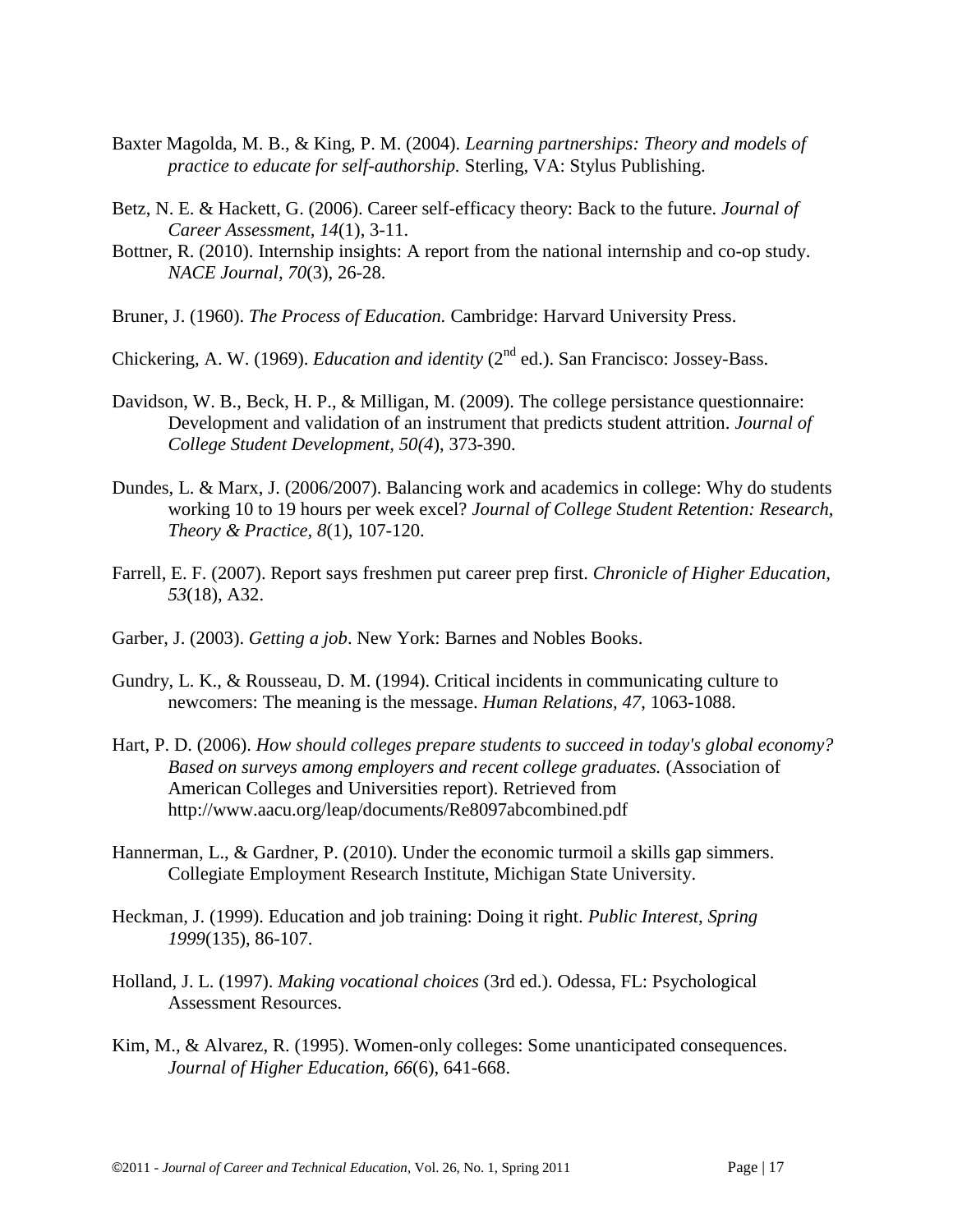Baxter Magolda, M. B., & King, P. M. (2004). *Learning partnerships: Theory and models of practice to educate for self-authorship.* Sterling, VA: Stylus Publishing.

Betz, N. E. & Hackett, G. (2006). Career self-efficacy theory: Back to the future. *Journal of Career Assessment*, *14*(1), 3-11.

Bottner, R. (2010). Internship insights: A report from the national internship and co-op study. *NACE Journal*, *70*(3), 26-28.

Bruner, J. (1960). *The Process of Education.* Cambridge: Harvard University Press.

Chickering, A. W. (1969). *Education and identity* (2nd ed.). San Francisco: Jossey-Bass.

Davidson, W. B., Beck, H. P., & Milligan, M. (2009). The college persistance questionnaire: Development and validation of an instrument that predicts student attrition. *Journal of College Student Development*, *50(4*), 373-390.

Dundes, L. & Marx, J. (2006/2007). Balancing work and academics in college: Why do students working 10 to 19 hours per week excel? *Journal of College Student Retention: Research, Theory & Practice*, *8*(1), 107-120.

Farrell, E. F. (2007). Report says freshmen put career prep first. *Chronicle of Higher Education*, *53*(18), A32.

Garber, J. (2003). *Getting a job*. New York: Barnes and Nobles Books.

Gundry, L. K., & Rousseau, D. M. (1994). Critical incidents in communicating culture to newcomers: The meaning is the message. *Human Relations*, *47*, 1063-1088.

Hart, P. D. (2006). *How should colleges prepare students to succeed in today's global economy? Based on surveys among employers and recent college graduates.* (Association of American Colleges and Universities report). Retrieved from http://www.aacu.org/leap/documents/Re8097abcombined.pdf

Hannerman, L., & Gardner, P. (2010). Under the economic turmoil a skills gap simmers. Collegiate Employment Research Institute, Michigan State University.

Heckman, J. (1999). Education and job training: Doing it right. *Public Interest*, *Spring 1999*(135), 86-107.

Holland, J. L. (1997). *Making vocational choices* (3rd ed.). Odessa, FL: Psychological Assessment Resources.

Kim, M., & Alvarez, R. (1995). Women-only colleges: Some unanticipated consequences. *Journal of Higher Education*, *66*(6), 641-668.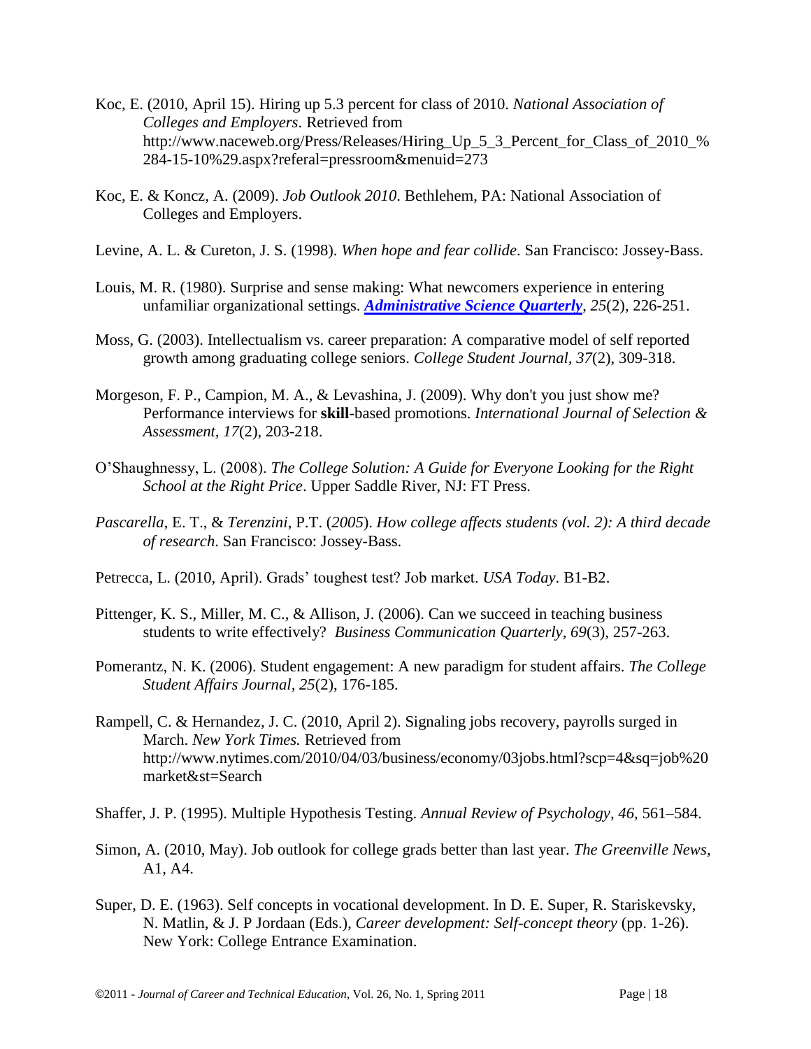Koc, E. (2010, April 15). Hiring up 5.3 percent for class of 2010. *National Association of Colleges and Employers*. Retrieved from http://www.naceweb.org/Press/Releases/Hiring_Up_5_3_Percent_for_Class_of_2010_%284-15-10%29.aspx?referal=pressroom&menuid=273

Koc, E. & Koncz, A. (2009). *Job Outlook 2010*. Bethlehem, PA: National Association of Colleges and Employers.

Levine, A. L. & Cureton, J. S. (1998). *When hope and fear collide*. San Francisco: Jossey-Bass.

Louis, M. R. (1980). Surprise and sense making: What newcomers experience in entering unfamiliar organizational settings. ***Administrative Science Quarterly***, *25*(2), 226-251.

Moss, G. (2003). Intellectualism vs. career preparation: A comparative model of self reported growth among graduating college seniors. *College Student Journal, 37*(2), 309-318.

Morgeson, F. P., Campion, M. A., & Levashina, J. (2009). Why don't you just show me? Performance interviews for **skill**-based promotions. *International Journal of Selection & Assessment, 17*(2), 203-218.

O'Shaughnessy, L. (2008). *The College Solution: A Guide for Everyone Looking for the Right School at the Right Price*. Upper Saddle River, NJ: FT Press.

*Pascarella*, E. T., & *Terenzini*, P.T. (*2005*). *How college affects students (vol. 2): A third decade of research*. San Francisco: Jossey-Bass.

Petrecca, L. (2010, April). Grads' toughest test? Job market. *USA Today*. B1-B2.

Pittenger, K. S., Miller, M. C., & Allison, J. (2006). Can we succeed in teaching business students to write effectively? *Business Communication Quarterly, 69*(3), 257-263.

Pomerantz, N. K. (2006). Student engagement: A new paradigm for student affairs. *The College Student Affairs Journal, 25*(2), 176-185.

Rampell, C. & Hernandez, J. C. (2010, April 2). Signaling jobs recovery, payrolls surged in March. *New York Times.* Retrieved from http://www.nytimes.com/2010/04/03/business/economy/03jobs.html?scp=4&sq=job%20market&st=Search

Shaffer, J. P. (1995). Multiple Hypothesis Testing. *Annual Review of Psychology, 46*, 561–584.

Simon, A. (2010, May). Job outlook for college grads better than last year. *The Greenville News*, A1, A4.

Super, D. E. (1963). Self concepts in vocational development. In D. E. Super, R. Stariskevsky, N. Matlin, & J. P Jordaan (Eds.), *Career development: Self-concept theory* (pp. 1-26). New York: College Entrance Examination.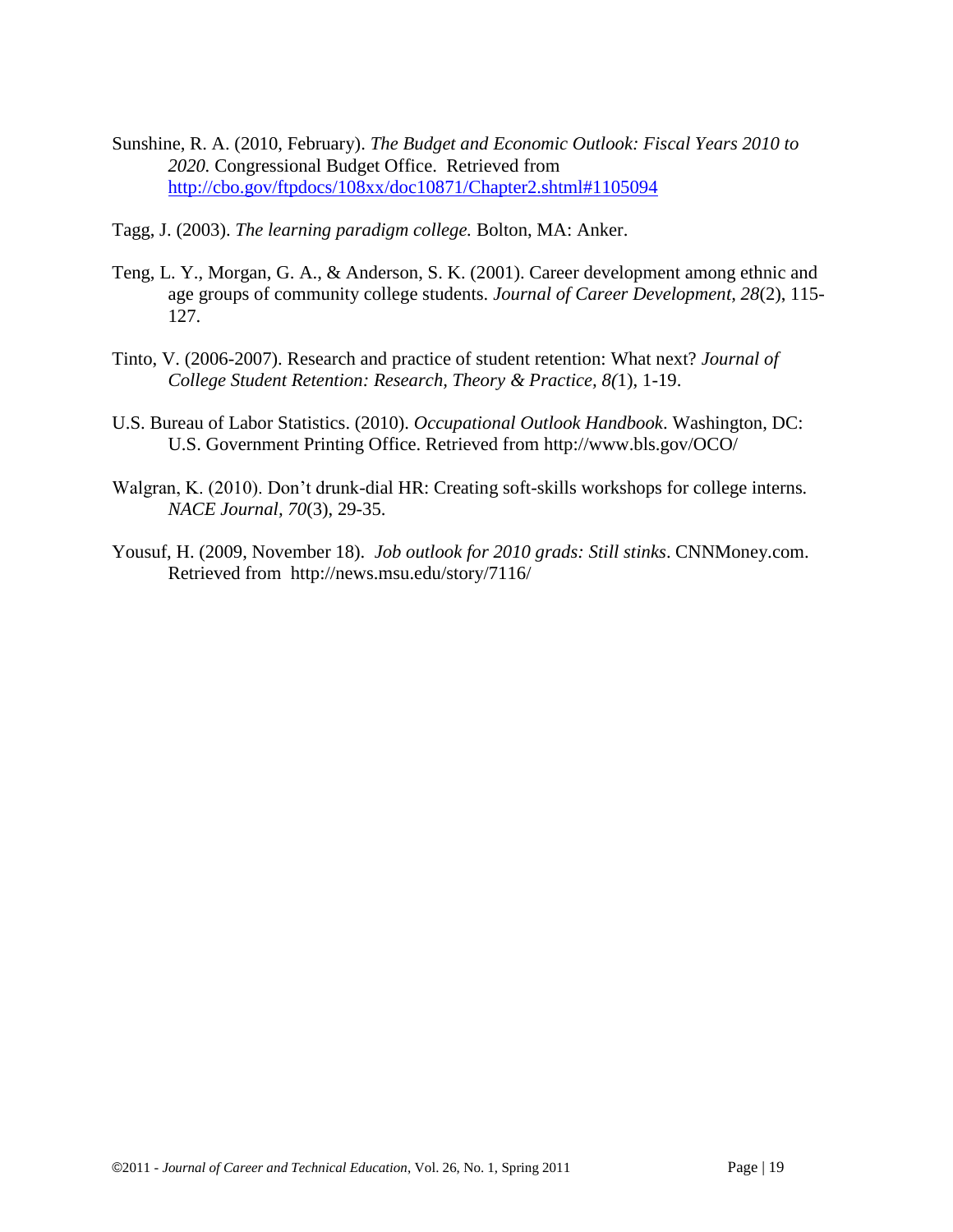Sunshine, R. A. (2010, February). *The Budget and Economic Outlook: Fiscal Years 2010 to 2020.* Congressional Budget Office. Retrieved from http://cbo.gov/ftpdocs/108xx/doc10871/Chapter2.shtml#1105094

Tagg, J. (2003). *The learning paradigm college.* Bolton, MA: Anker.

Teng, L. Y., Morgan, G. A., & Anderson, S. K. (2001). Career development among ethnic and age groups of community college students. *Journal of Career Development, 28*(2), 115-127.

Tinto, V. (2006-2007). Research and practice of student retention: What next? *Journal of College Student Retention: Research, Theory & Practice, 8(*1), 1-19.

U.S. Bureau of Labor Statistics. (2010). *Occupational Outlook Handbook*. Washington, DC: U.S. Government Printing Office. Retrieved from http://www.bls.gov/OCO/

Walgran, K. (2010). Don't drunk-dial HR: Creating soft-skills workshops for college interns. *NACE Journal, 70*(3), 29-35.

Yousuf, H. (2009, November 18). *Job outlook for 2010 grads: Still stinks*. CNNMoney.com. Retrieved from http://news.msu.edu/story/7116/